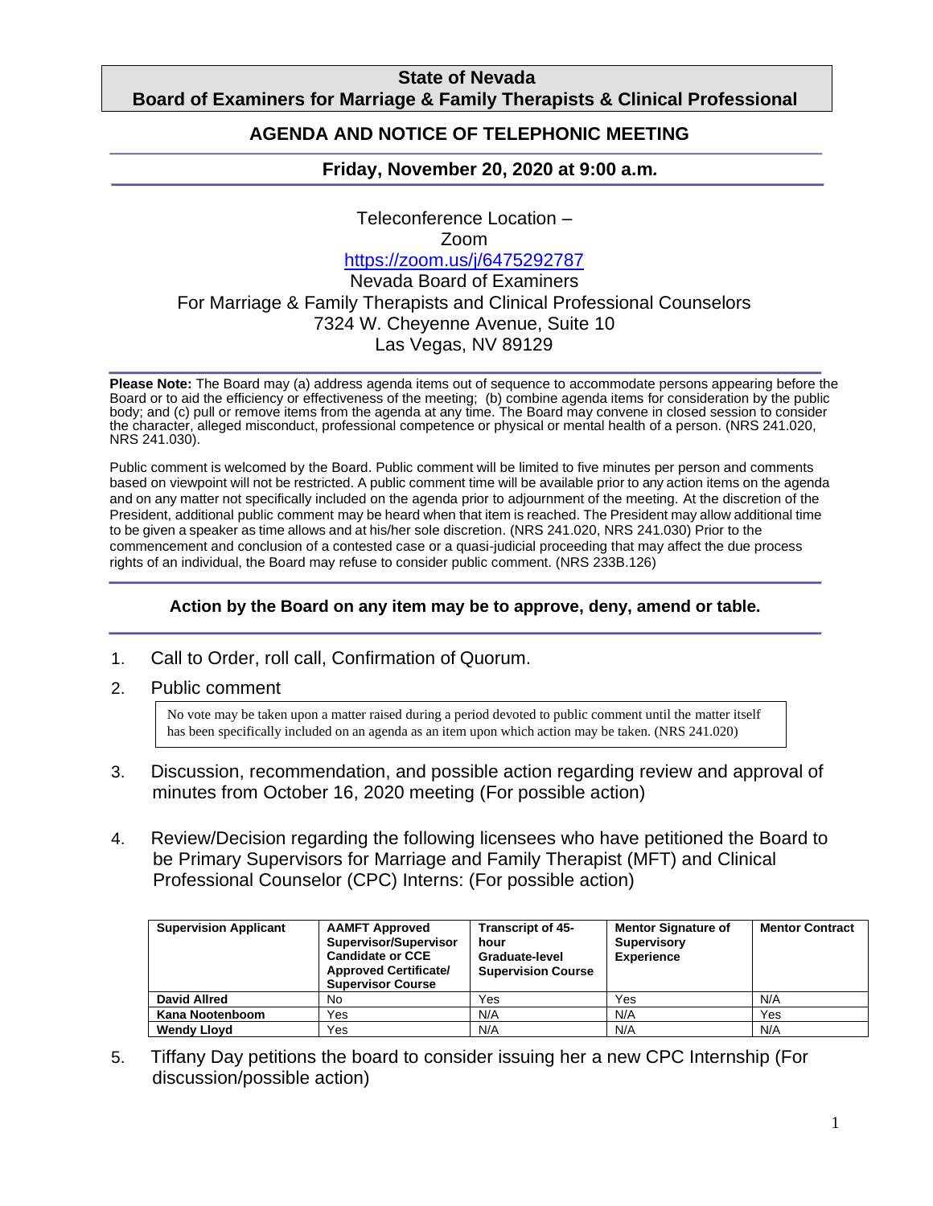# State of Nevada
## Board of Examiners for Marriage & Family Therapists & Clinical Professional

## AGENDA AND NOTICE OF TELEPHONIC MEETING

### Friday, November 20, 2020 at 9:00 a.m.

Teleconference Location –
Zoom
https://zoom.us/j/6475292787
Nevada Board of Examiners
For Marriage & Family Therapists and Clinical Professional Counselors
7324 W. Cheyenne Avenue, Suite 10
Las Vegas, NV 89129

**Please Note:** The Board may (a) address agenda items out of sequence to accommodate persons appearing before the Board or to aid the efficiency or effectiveness of the meeting; (b) combine agenda items for consideration by the public body; and (c) pull or remove items from the agenda at any time. The Board may convene in closed session to consider the character, alleged misconduct, professional competence or physical or mental health of a person. (NRS 241.020, NRS 241.030).

Public comment is welcomed by the Board. Public comment will be limited to five minutes per person and comments based on viewpoint will not be restricted. A public comment time will be available prior to any action items on the agenda and on any matter not specifically included on the agenda prior to adjournment of the meeting. At the discretion of the President, additional public comment may be heard when that item is reached. The President may allow additional time to be given a speaker as time allows and at his/her sole discretion. (NRS 241.020, NRS 241.030) Prior to the commencement and conclusion of a contested case or a quasi-judicial proceeding that may affect the due process rights of an individual, the Board may refuse to consider public comment. (NRS 233B.126)

**Action by the Board on any item may be to approve, deny, amend or table.**

1. Call to Order, roll call, Confirmation of Quorum.
2. Public comment

   No vote may be taken upon a matter raised during a period devoted to public comment until the matter itself has been specifically included on an agenda as an item upon which action may be taken. (NRS 241.020)

3. Discussion, recommendation, and possible action regarding review and approval of minutes from October 16, 2020 meeting (For possible action)
4. Review/Decision regarding the following licensees who have petitioned the Board to be Primary Supervisors for Marriage and Family Therapist (MFT) and Clinical Professional Counselor (CPC) Interns: (For possible action)

| Supervision Applicant | AAMFT Approved Supervisor/Supervisor Candidate or CCE Approved Certificate/ Supervisor Course | Transcript of 45-hour Graduate-level Supervision Course | Mentor Signature of Supervisory Experience | Mentor Contract |
|---|---|---|---|---|
| **David Allred** | No | Yes | Yes | N/A |
| **Kana Nootenboom** | Yes | N/A | N/A | Yes |
| **Wendy Lloyd** | Yes | N/A | N/A | N/A |

5. Tiffany Day petitions the board to consider issuing her a new CPC Internship (For discussion/possible action)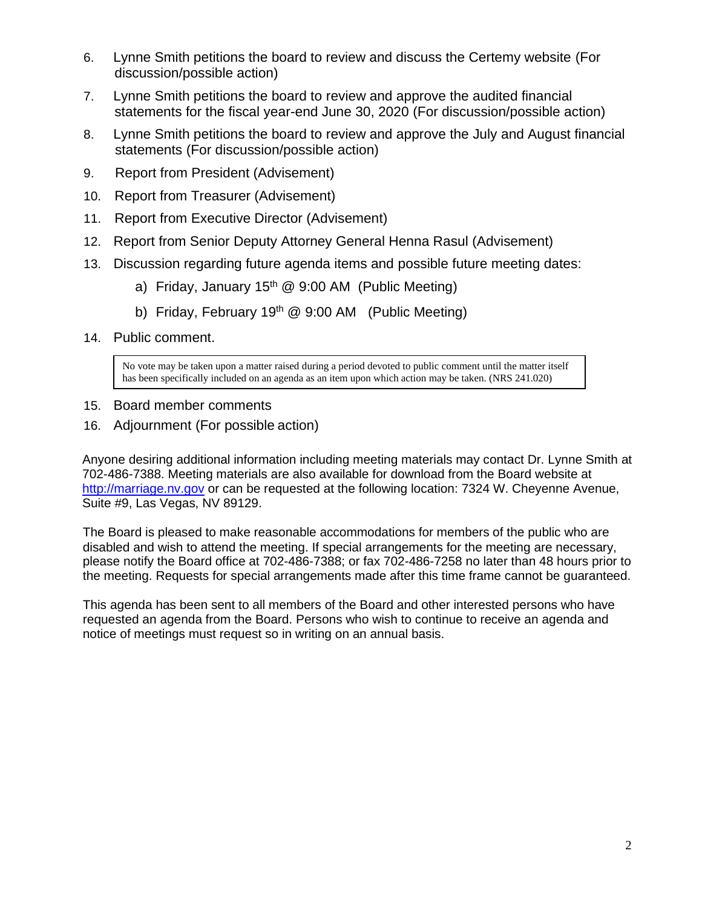6. Lynne Smith petitions the board to review and discuss the Certemy website (For discussion/possible action)
7. Lynne Smith petitions the board to review and approve the audited financial statements for the fiscal year-end June 30, 2020 (For discussion/possible action)
8. Lynne Smith petitions the board to review and approve the July and August financial statements (For discussion/possible action)
9. Report from President (Advisement)
10. Report from Treasurer (Advisement)
11. Report from Executive Director (Advisement)
12. Report from Senior Deputy Attorney General Henna Rasul (Advisement)
13. Discussion regarding future agenda items and possible future meeting dates:
    a) Friday, January 15th @ 9:00 AM (Public Meeting)
    b) Friday, February 19th @ 9:00 AM (Public Meeting)
14. Public comment.

> No vote may be taken upon a matter raised during a period devoted to public comment until the matter itself has been specifically included on an agenda as an item upon which action may be taken. (NRS 241.020)

15. Board member comments
16. Adjournment (For possible action)

Anyone desiring additional information including meeting materials may contact Dr. Lynne Smith at 702-486-7388. Meeting materials are also available for download from the Board website at http://marriage.nv.gov or can be requested at the following location: 7324 W. Cheyenne Avenue, Suite #9, Las Vegas, NV 89129.

The Board is pleased to make reasonable accommodations for members of the public who are disabled and wish to attend the meeting. If special arrangements for the meeting are necessary, please notify the Board office at 702-486-7388; or fax 702-486-7258 no later than 48 hours prior to the meeting. Requests for special arrangements made after this time frame cannot be guaranteed.

This agenda has been sent to all members of the Board and other interested persons who have requested an agenda from the Board. Persons who wish to continue to receive an agenda and notice of meetings must request so in writing on an annual basis.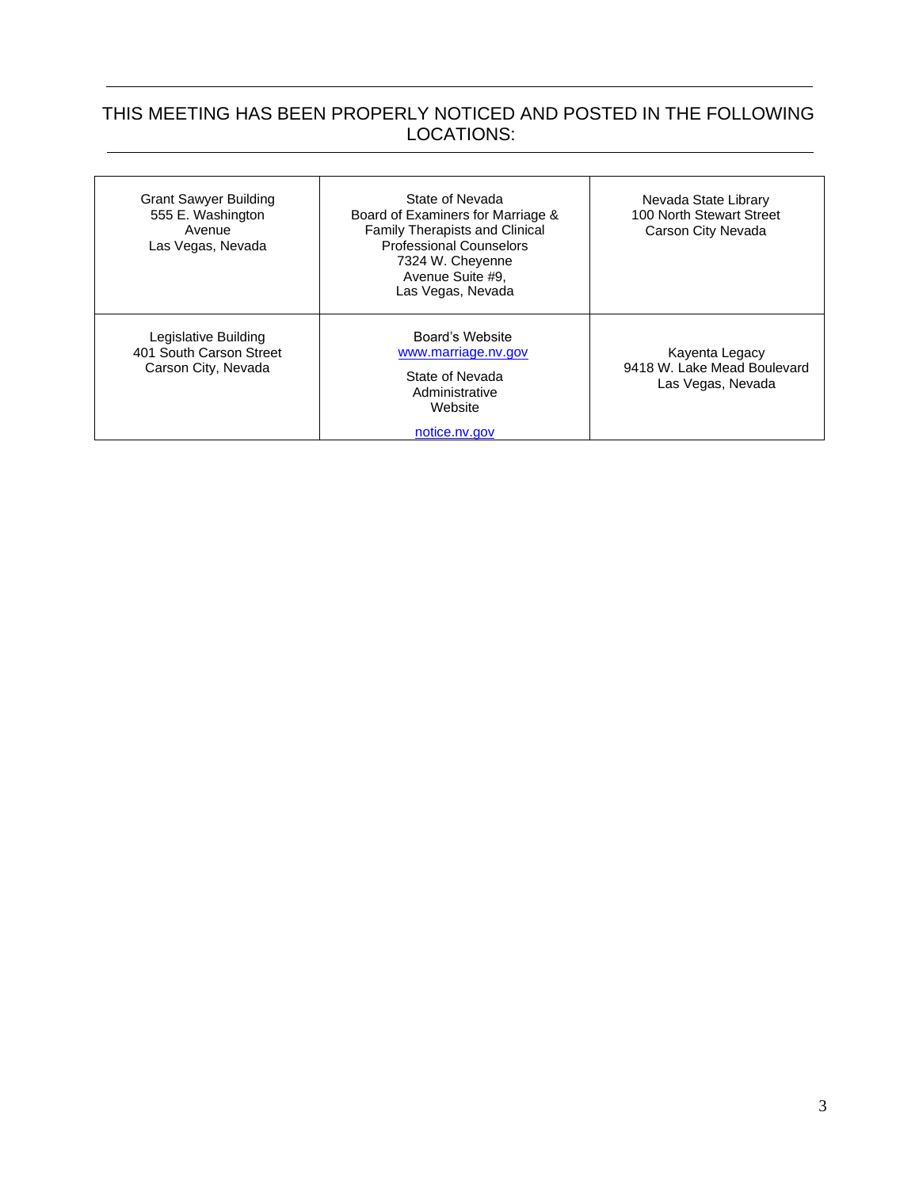THIS MEETING HAS BEEN PROPERLY NOTICED AND POSTED IN THE FOLLOWING LOCATIONS:

| | | |
|---|---|---|
| Grant Sawyer Building<br>555 E. Washington Avenue<br>Las Vegas, Nevada | State of Nevada<br>Board of Examiners for Marriage & Family Therapists and Clinical Professional Counselors<br>7324 W. Cheyenne Avenue Suite #9,<br>Las Vegas, Nevada | Nevada State Library<br>100 North Stewart Street<br>Carson City Nevada |
| Legislative Building<br>401 South Carson Street<br>Carson City, Nevada | Board's Website<br>www.marriage.nv.gov<br>State of Nevada Administrative Website<br>notice.nv.gov | Kayenta Legacy<br>9418 W. Lake Mead Boulevard<br>Las Vegas, Nevada |